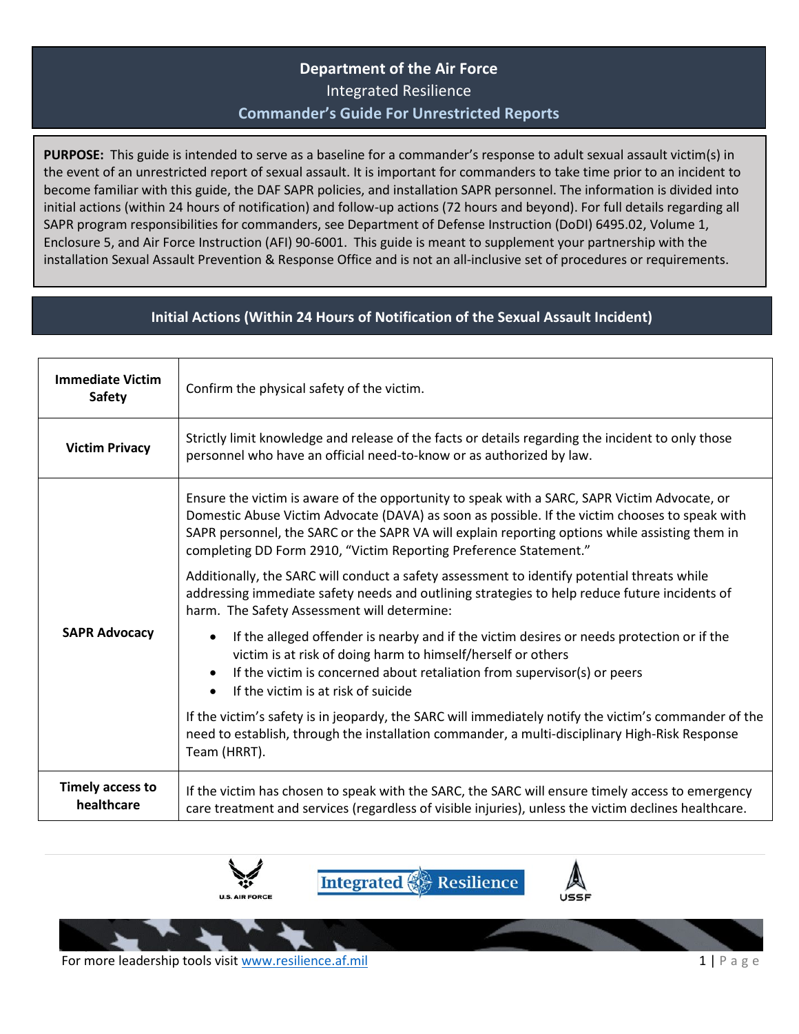# Department of the Air Force

Integrated Resilience

**Commander's Guide For Unrestricted Reports**

**PURPOSE:** This guide is intended to serve as a baseline for a commander's response to adult sexual assault victim(s) in the event of an unrestricted report of sexual assault. It is important for commanders to take time prior to an incident to become familiar with this guide, the DAF SAPR policies, and installation SAPR personnel. The information is divided into initial actions (within 24 hours of notification) and follow-up actions (72 hours and beyond). For full details regarding all SAPR program responsibilities for commanders, see Department of Defense Instruction (DoDI) 6495.02, Volume 1, Enclosure 5, and Air Force Instruction (AFI) 90-6001. This guide is meant to supplement your partnership with the installation Sexual Assault Prevention & Response Office and is not an all-inclusive set of procedures or requirements.

## Initial Actions (Within 24 Hours of Notification of the Sexual Assault Incident)

| | |
|---|---|
| **Immediate Victim Safety** | Confirm the physical safety of the victim. |
| **Victim Privacy** | Strictly limit knowledge and release of the facts or details regarding the incident to only those personnel who have an official need-to-know or as authorized by law. |
| **SAPR Advocacy** | Ensure the victim is aware of the opportunity to speak with a SARC, SAPR Victim Advocate, or Domestic Abuse Victim Advocate (DAVA) as soon as possible. If the victim chooses to speak with SAPR personnel, the SARC or the SAPR VA will explain reporting options while assisting them in completing DD Form 2910, "Victim Reporting Preference Statement."<br><br>Additionally, the SARC will conduct a safety assessment to identify potential threats while addressing immediate safety needs and outlining strategies to help reduce future incidents of harm. The Safety Assessment will determine:<br>• If the alleged offender is nearby and if the victim desires or needs protection or if the victim is at risk of doing harm to himself/herself or others<br>• If the victim is concerned about retaliation from supervisor(s) or peers<br>• If the victim is at risk of suicide<br><br>If the victim's safety is in jeopardy, the SARC will immediately notify the victim's commander of the need to establish, through the installation commander, a multi-disciplinary High-Risk Response Team (HRRT). |
| **Timely access to healthcare** | If the victim has chosen to speak with the SARC, the SARC will ensure timely access to emergency care treatment and services (regardless of visible injuries), unless the victim declines healthcare. |

For more leadership tools visit www.resilience.af.mil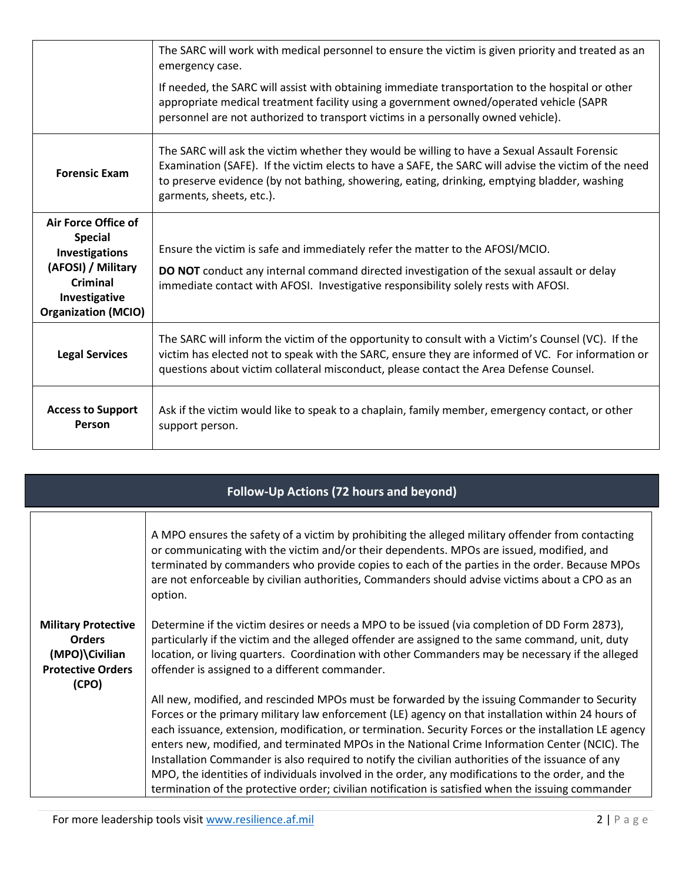| | |
|---|---|
| | The SARC will work with medical personnel to ensure the victim is given priority and treated as an emergency case.<br><br>If needed, the SARC will assist with obtaining immediate transportation to the hospital or other appropriate medical treatment facility using a government owned/operated vehicle (SAPR personnel are not authorized to transport victims in a personally owned vehicle). |
| **Forensic Exam** | The SARC will ask the victim whether they would be willing to have a Sexual Assault Forensic Examination (SAFE). If the victim elects to have a SAFE, the SARC will advise the victim of the need to preserve evidence (by not bathing, showering, eating, drinking, emptying bladder, washing garments, sheets, etc.). |
| **Air Force Office of Special Investigations (AFOSI) / Military Criminal Investigative Organization (MCIO)** | Ensure the victim is safe and immediately refer the matter to the AFOSI/MCIO.<br><br>**DO NOT** conduct any internal command directed investigation of the sexual assault or delay immediate contact with AFOSI. Investigative responsibility solely rests with AFOSI. |
| **Legal Services** | The SARC will inform the victim of the opportunity to consult with a Victim's Counsel (VC). If the victim has elected not to speak with the SARC, ensure they are informed of VC. For information or questions about victim collateral misconduct, please contact the Area Defense Counsel. |
| **Access to Support Person** | Ask if the victim would like to speak to a chaplain, family member, emergency contact, or other support person. |

## Follow-Up Actions (72 hours and beyond)

| | |
|---|---|
| **Military Protective Orders (MPO)\Civilian Protective Orders (CPO)** | A MPO ensures the safety of a victim by prohibiting the alleged military offender from contacting or communicating with the victim and/or their dependents. MPOs are issued, modified, and terminated by commanders who provide copies to each of the parties in the order. Because MPOs are not enforceable by civilian authorities, Commanders should advise victims about a CPO as an option.<br><br>Determine if the victim desires or needs a MPO to be issued (via completion of DD Form 2873), particularly if the victim and the alleged offender are assigned to the same command, unit, duty location, or living quarters. Coordination with other Commanders may be necessary if the alleged offender is assigned to a different commander.<br><br>All new, modified, and rescinded MPOs must be forwarded by the issuing Commander to Security Forces or the primary military law enforcement (LE) agency on that installation within 24 hours of each issuance, extension, modification, or termination. Security Forces or the installation LE agency enters new, modified, and terminated MPOs in the National Crime Information Center (NCIC). The Installation Commander is also required to notify the civilian authorities of the issuance of any MPO, the identities of individuals involved in the order, any modifications to the order, and the termination of the protective order; civilian notification is satisfied when the issuing commander |

For more leadership tools visit www.resilience.af.mil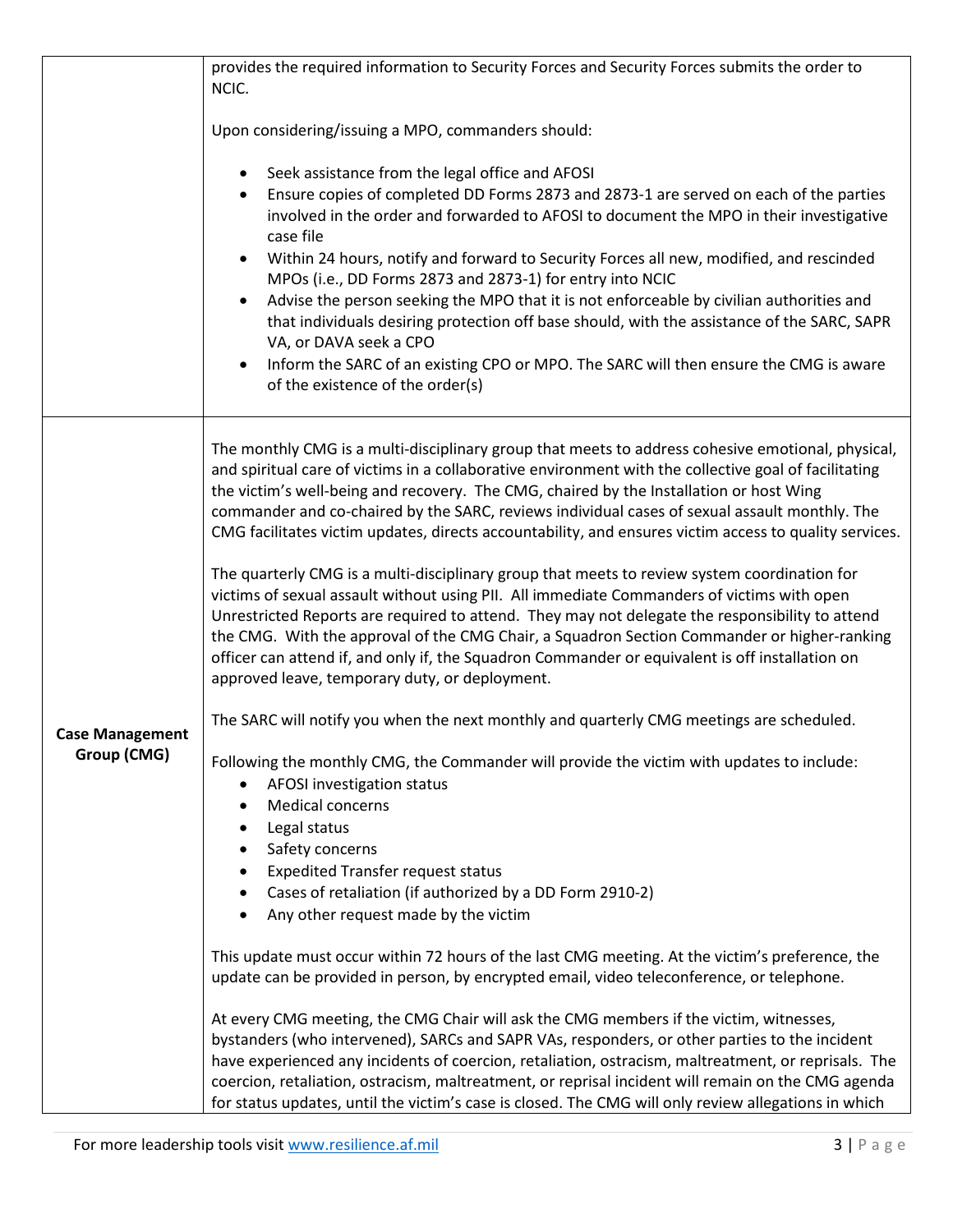| | |
|---|---|
| | provides the required information to Security Forces and Security Forces submits the order to NCIC.<br><br>Upon considering/issuing a MPO, commanders should:<br><br>• Seek assistance from the legal office and AFOSI<br>• Ensure copies of completed DD Forms 2873 and 2873-1 are served on each of the parties involved in the order and forwarded to AFOSI to document the MPO in their investigative case file<br>• Within 24 hours, notify and forward to Security Forces all new, modified, and rescinded MPOs (i.e., DD Forms 2873 and 2873-1) for entry into NCIC<br>• Advise the person seeking the MPO that it is not enforceable by civilian authorities and that individuals desiring protection off base should, with the assistance of the SARC, SAPR VA, or DAVA seek a CPO<br>• Inform the SARC of an existing CPO or MPO. The SARC will then ensure the CMG is aware of the existence of the order(s) |
| **Case Management Group (CMG)** | The monthly CMG is a multi-disciplinary group that meets to address cohesive emotional, physical, and spiritual care of victims in a collaborative environment with the collective goal of facilitating the victim's well-being and recovery. The CMG, chaired by the Installation or host Wing commander and co-chaired by the SARC, reviews individual cases of sexual assault monthly. The CMG facilitates victim updates, directs accountability, and ensures victim access to quality services.<br><br>The quarterly CMG is a multi-disciplinary group that meets to review system coordination for victims of sexual assault without using PII. All immediate Commanders of victims with open Unrestricted Reports are required to attend. They may not delegate the responsibility to attend the CMG. With the approval of the CMG Chair, a Squadron Section Commander or higher-ranking officer can attend if, and only if, the Squadron Commander or equivalent is off installation on approved leave, temporary duty, or deployment.<br><br>The SARC will notify you when the next monthly and quarterly CMG meetings are scheduled.<br><br>Following the monthly CMG, the Commander will provide the victim with updates to include:<br>• AFOSI investigation status<br>• Medical concerns<br>• Legal status<br>• Safety concerns<br>• Expedited Transfer request status<br>• Cases of retaliation (if authorized by a DD Form 2910-2)<br>• Any other request made by the victim<br><br>This update must occur within 72 hours of the last CMG meeting. At the victim's preference, the update can be provided in person, by encrypted email, video teleconference, or telephone.<br><br>At every CMG meeting, the CMG Chair will ask the CMG members if the victim, witnesses, bystanders (who intervened), SARCs and SAPR VAs, responders, or other parties to the incident have experienced any incidents of coercion, retaliation, ostracism, maltreatment, or reprisals. The coercion, retaliation, ostracism, maltreatment, or reprisal incident will remain on the CMG agenda for status updates, until the victim's case is closed. The CMG will only review allegations in which |

For more leadership tools visit www.resilience.af.mil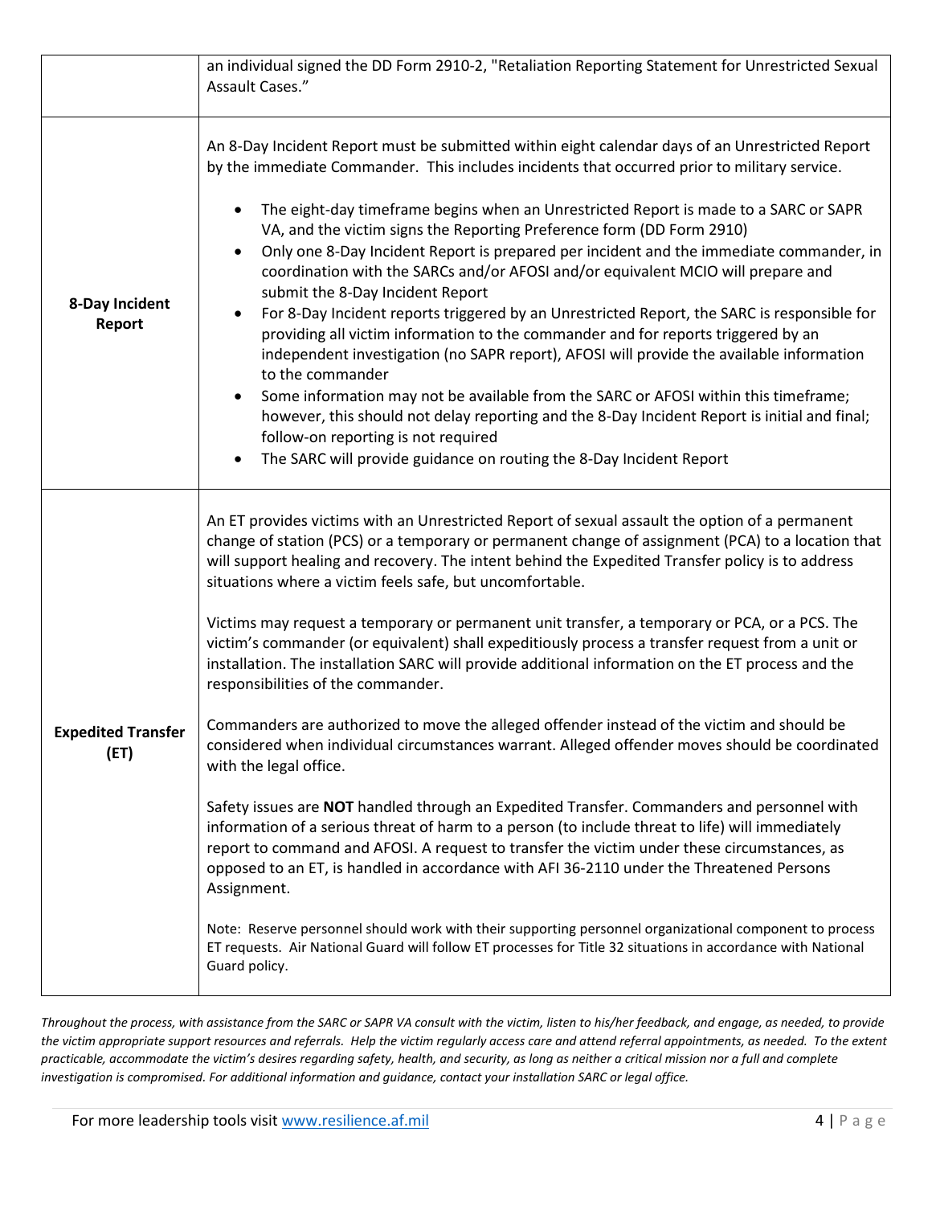| | |
|---|---|
| | an individual signed the DD Form 2910-2, "Retaliation Reporting Statement for Unrestricted Sexual Assault Cases." |
| **8-Day Incident Report** | An 8-Day Incident Report must be submitted within eight calendar days of an Unrestricted Report by the immediate Commander. This includes incidents that occurred prior to military service.<br><br>• The eight-day timeframe begins when an Unrestricted Report is made to a SARC or SAPR VA, and the victim signs the Reporting Preference form (DD Form 2910)<br>• Only one 8-Day Incident Report is prepared per incident and the immediate commander, in coordination with the SARCs and/or AFOSI and/or equivalent MCIO will prepare and submit the 8-Day Incident Report<br>• For 8-Day Incident reports triggered by an Unrestricted Report, the SARC is responsible for providing all victim information to the commander and for reports triggered by an independent investigation (no SAPR report), AFOSI will provide the available information to the commander<br>• Some information may not be available from the SARC or AFOSI within this timeframe; however, this should not delay reporting and the 8-Day Incident Report is initial and final; follow-on reporting is not required<br>• The SARC will provide guidance on routing the 8-Day Incident Report |
| **Expedited Transfer (ET)** | An ET provides victims with an Unrestricted Report of sexual assault the option of a permanent change of station (PCS) or a temporary or permanent change of assignment (PCA) to a location that will support healing and recovery. The intent behind the Expedited Transfer policy is to address situations where a victim feels safe, but uncomfortable.<br><br>Victims may request a temporary or permanent unit transfer, a temporary or PCA, or a PCS. The victim's commander (or equivalent) shall expeditiously process a transfer request from a unit or installation. The installation SARC will provide additional information on the ET process and the responsibilities of the commander.<br><br>Commanders are authorized to move the alleged offender instead of the victim and should be considered when individual circumstances warrant. Alleged offender moves should be coordinated with the legal office.<br><br>Safety issues are **NOT** handled through an Expedited Transfer. Commanders and personnel with information of a serious threat of harm to a person (to include threat to life) will immediately report to command and AFOSI. A request to transfer the victim under these circumstances, as opposed to an ET, is handled in accordance with AFI 36-2110 under the Threatened Persons Assignment.<br><br>Note: Reserve personnel should work with their supporting personnel organizational component to process ET requests. Air National Guard will follow ET processes for Title 32 situations in accordance with National Guard policy. |

*Throughout the process, with assistance from the SARC or SAPR VA consult with the victim, listen to his/her feedback, and engage, as needed, to provide the victim appropriate support resources and referrals. Help the victim regularly access care and attend referral appointments, as needed. To the extent practicable, accommodate the victim's desires regarding safety, health, and security, as long as neither a critical mission nor a full and complete investigation is compromised. For additional information and guidance, contact your installation SARC or legal office.*

For more leadership tools visit [www.resilience.af.mil](http://www.resilience.af.mil)